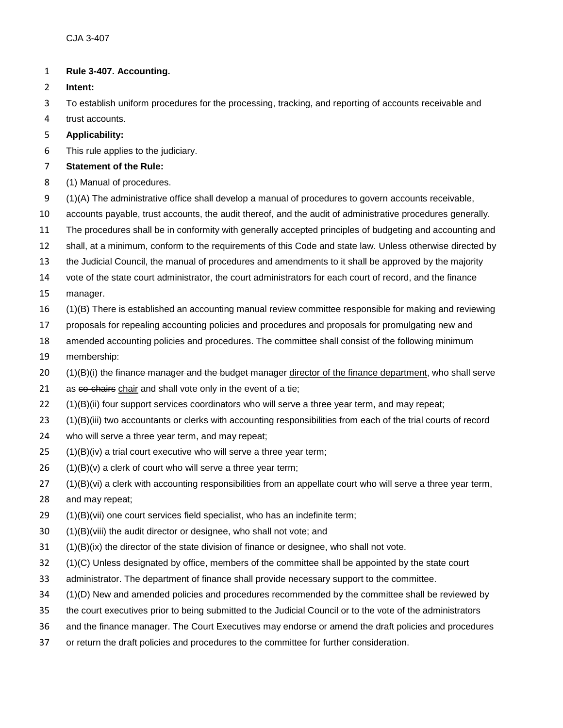**Rule 3-407. Accounting.**

**Intent:**

To establish uniform procedures for the processing, tracking, and reporting of accounts receivable and trust accounts.

**Applicability:**

This rule applies to the judiciary.

**Statement of the Rule:**

(1) Manual of procedures.

(1)(A) The administrative office shall develop a manual of procedures to govern accounts receivable, accounts payable, trust accounts, the audit thereof, and the audit of administrative procedures generally. The procedures shall be in conformity with generally accepted principles of budgeting and accounting and shall, at a minimum, conform to the requirements of this Code and state law. Unless otherwise directed by the Judicial Council, the manual of procedures and amendments to it shall be approved by the majority vote of the state court administrator, the court administrators for each court of record, and the finance manager.

(1)(B) There is established an accounting manual review committee responsible for making and reviewing proposals for repealing accounting policies and procedures and proposals for promulgating new and amended accounting policies and procedures. The committee shall consist of the following minimum membership:

(1)(B)(i) the ~~finance manager and the budget manage~~r <u>director of the finance department</u>, who shall serve as ~~co-chairs~~ <u>chair</u> and shall vote only in the event of a tie;

(1)(B)(ii) four support services coordinators who will serve a three year term, and may repeat;

(1)(B)(iii) two accountants or clerks with accounting responsibilities from each of the trial courts of record who will serve a three year term, and may repeat;

(1)(B)(iv) a trial court executive who will serve a three year term;

(1)(B)(v) a clerk of court who will serve a three year term;

(1)(B)(vi) a clerk with accounting responsibilities from an appellate court who will serve a three year term, and may repeat;

(1)(B)(vii) one court services field specialist, who has an indefinite term;

(1)(B)(viii) the audit director or designee, who shall not vote; and

(1)(B)(ix) the director of the state division of finance or designee, who shall not vote.

(1)(C) Unless designated by office, members of the committee shall be appointed by the state court administrator. The department of finance shall provide necessary support to the committee.

(1)(D) New and amended policies and procedures recommended by the committee shall be reviewed by the court executives prior to being submitted to the Judicial Council or to the vote of the administrators and the finance manager. The Court Executives may endorse or amend the draft policies and procedures or return the draft policies and procedures to the committee for further consideration.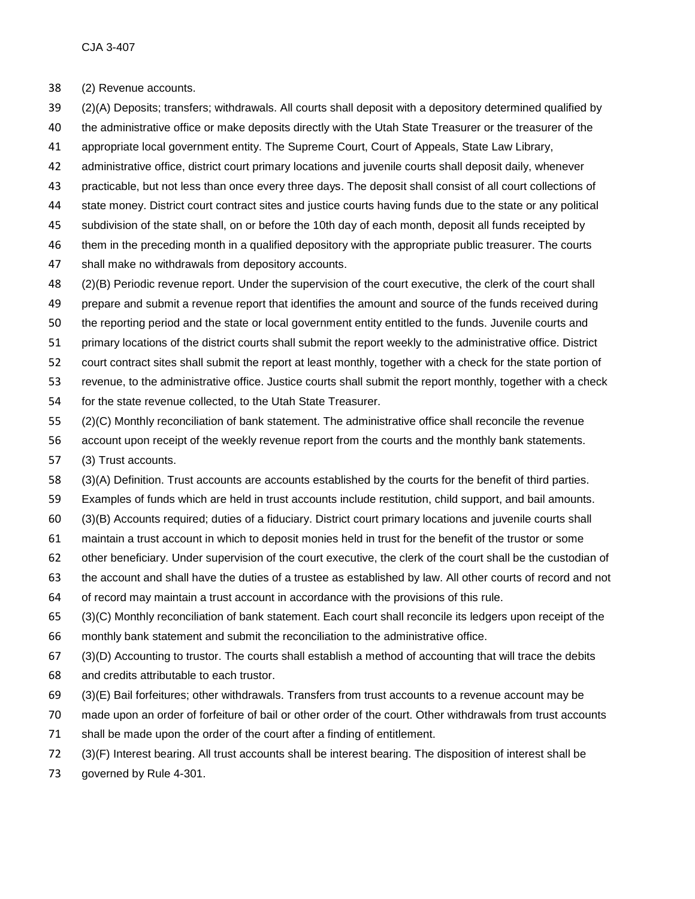(2) Revenue accounts.

(2)(A) Deposits; transfers; withdrawals. All courts shall deposit with a depository determined qualified by the administrative office or make deposits directly with the Utah State Treasurer or the treasurer of the appropriate local government entity. The Supreme Court, Court of Appeals, State Law Library, administrative office, district court primary locations and juvenile courts shall deposit daily, whenever practicable, but not less than once every three days. The deposit shall consist of all court collections of state money. District court contract sites and justice courts having funds due to the state or any political subdivision of the state shall, on or before the 10th day of each month, deposit all funds receipted by them in the preceding month in a qualified depository with the appropriate public treasurer. The courts shall make no withdrawals from depository accounts.

(2)(B) Periodic revenue report. Under the supervision of the court executive, the clerk of the court shall prepare and submit a revenue report that identifies the amount and source of the funds received during the reporting period and the state or local government entity entitled to the funds. Juvenile courts and primary locations of the district courts shall submit the report weekly to the administrative office. District court contract sites shall submit the report at least monthly, together with a check for the state portion of revenue, to the administrative office. Justice courts shall submit the report monthly, together with a check for the state revenue collected, to the Utah State Treasurer.

(2)(C) Monthly reconciliation of bank statement. The administrative office shall reconcile the revenue account upon receipt of the weekly revenue report from the courts and the monthly bank statements.

(3) Trust accounts.

(3)(A) Definition. Trust accounts are accounts established by the courts for the benefit of third parties. Examples of funds which are held in trust accounts include restitution, child support, and bail amounts.

(3)(B) Accounts required; duties of a fiduciary. District court primary locations and juvenile courts shall maintain a trust account in which to deposit monies held in trust for the benefit of the trustor or some other beneficiary. Under supervision of the court executive, the clerk of the court shall be the custodian of the account and shall have the duties of a trustee as established by law. All other courts of record and not of record may maintain a trust account in accordance with the provisions of this rule.

(3)(C) Monthly reconciliation of bank statement. Each court shall reconcile its ledgers upon receipt of the monthly bank statement and submit the reconciliation to the administrative office.

(3)(D) Accounting to trustor. The courts shall establish a method of accounting that will trace the debits and credits attributable to each trustor.

(3)(E) Bail forfeitures; other withdrawals. Transfers from trust accounts to a revenue account may be made upon an order of forfeiture of bail or other order of the court. Other withdrawals from trust accounts shall be made upon the order of the court after a finding of entitlement.

(3)(F) Interest bearing. All trust accounts shall be interest bearing. The disposition of interest shall be governed by Rule 4-301.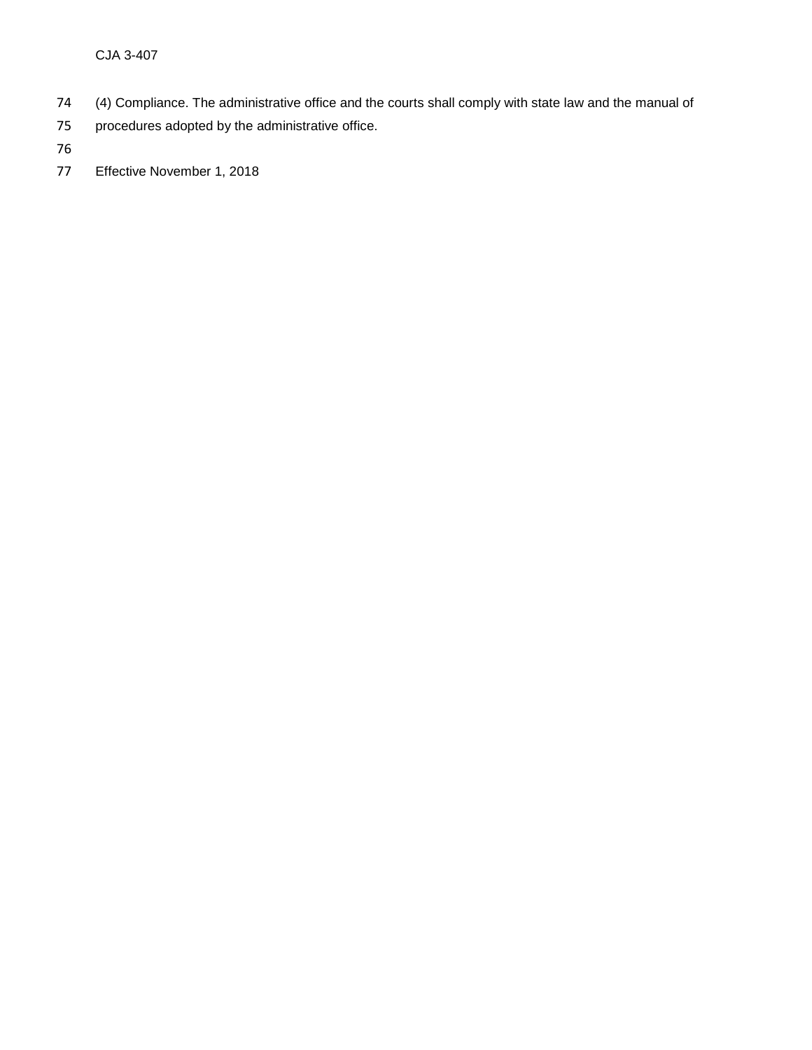(4) Compliance. The administrative office and the courts shall comply with state law and the manual of procedures adopted by the administrative office.

Effective November 1, 2018